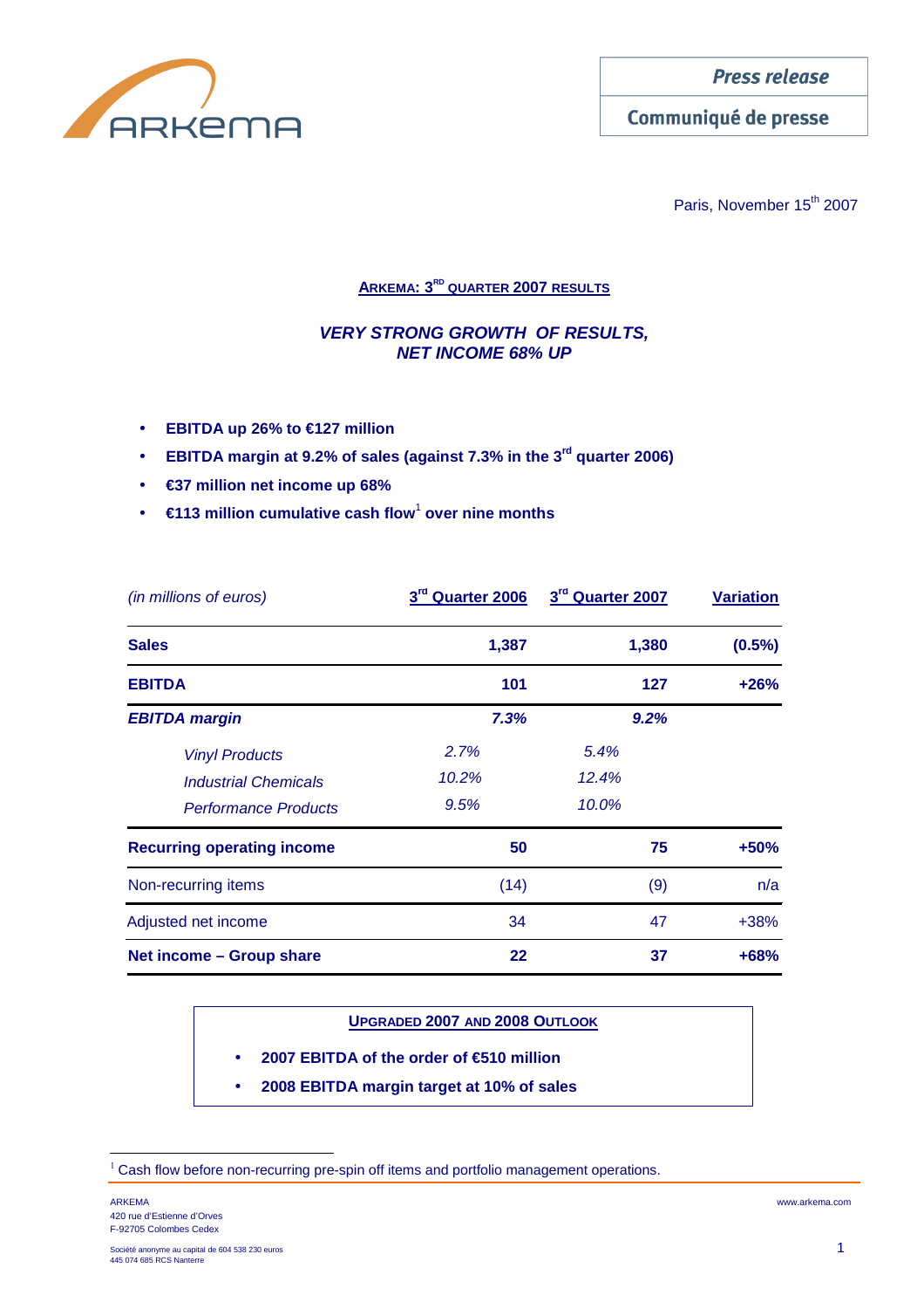Press release

Communiqué de presse

Paris, November 15th 2007

## ARKEMA: 3RD QUARTER 2007 RESULTS

### *VERY STRONG GROWTH OF RESULTS, NET INCOME 68% UP*

- **EBITDA up 26% to €127 million**
- **EBITDA margin at 9.2% of sales (against 7.3% in the 3rd quarter 2006)**
- **€37 million net income up 68%**
- **€113 million cumulative cash flow[1] over nine months**

| *(in millions of euros)* | 3rd Quarter 2006 | 3rd Quarter 2007 | Variation |
|---|---|---|---|
| **Sales** | **1,387** | **1,380** | **(0.5%)** |
| **EBITDA** | **101** | **127** | **+26%** |
| ***EBITDA margin*** | ***7.3%*** | ***9.2%*** | |
| *Vinyl Products* | *2.7%* | *5.4%* | |
| *Industrial Chemicals* | *10.2%* | *12.4%* | |
| *Performance Products* | *9.5%* | *10.0%* | |
| **Recurring operating income** | **50** | **75** | **+50%** |
| Non-recurring items | (14) | (9) | n/a |
| Adjusted net income | 34 | 47 | +38% |
| **Net income – Group share** | **22** | **37** | **+68%** |

**UPGRADED 2007 AND 2008 OUTLOOK**

- **2007 EBITDA of the order of €510 million**
- **2008 EBITDA margin target at 10% of sales**

[1] Cash flow before non-recurring pre-spin off items and portfolio management operations.

ARKEMA
420 rue d'Estienne d'Orves
F-92705 Colombes Cedex

Société anonyme au capital de 604 538 230 euros
445 074 685 RCS Nanterre

www.arkema.com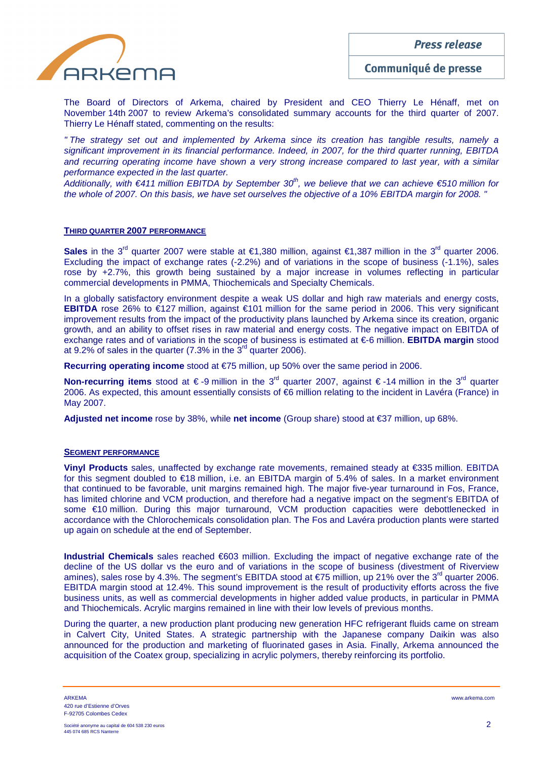The Board of Directors of Arkema, chaired by President and CEO Thierry Le Hénaff, met on November 14th 2007 to review Arkema's consolidated summary accounts for the third quarter of 2007. Thierry Le Hénaff stated, commenting on the results:

*" The strategy set out and implemented by Arkema since its creation has tangible results, namely a significant improvement in its financial performance. Indeed, in 2007, for the third quarter running, EBITDA and recurring operating income have shown a very strong increase compared to last year, with a similar performance expected in the last quarter.*
*Additionally, with €411 million EBITDA by September 30th, we believe that we can achieve €510 million for the whole of 2007. On this basis, we have set ourselves the objective of a 10% EBITDA margin for 2008. "*

## THIRD QUARTER 2007 PERFORMANCE

**Sales** in the 3rd quarter 2007 were stable at €1,380 million, against €1,387 million in the 3rd quarter 2006. Excluding the impact of exchange rates (-2.2%) and of variations in the scope of business (-1.1%), sales rose by +2.7%, this growth being sustained by a major increase in volumes reflecting in particular commercial developments in PMMA, Thiochemicals and Specialty Chemicals.

In a globally satisfactory environment despite a weak US dollar and high raw materials and energy costs, **EBITDA** rose 26% to €127 million, against €101 million for the same period in 2006. This very significant improvement results from the impact of the productivity plans launched by Arkema since its creation, organic growth, and an ability to offset rises in raw material and energy costs. The negative impact on EBITDA of exchange rates and of variations in the scope of business is estimated at €-6 million. **EBITDA margin** stood at 9.2% of sales in the quarter (7.3% in the 3rd quarter 2006).

**Recurring operating income** stood at €75 million, up 50% over the same period in 2006.

**Non-recurring items** stood at € -9 million in the 3rd quarter 2007, against € -14 million in the 3rd quarter 2006. As expected, this amount essentially consists of €6 million relating to the incident in Lavéra (France) in May 2007.

**Adjusted net income** rose by 38%, while **net income** (Group share) stood at €37 million, up 68%.

## SEGMENT PERFORMANCE

**Vinyl Products** sales, unaffected by exchange rate movements, remained steady at €335 million. EBITDA for this segment doubled to €18 million, i.e. an EBITDA margin of 5.4% of sales. In a market environment that continued to be favorable, unit margins remained high. The major five-year turnaround in Fos, France, has limited chlorine and VCM production, and therefore had a negative impact on the segment's EBITDA of some €10 million. During this major turnaround, VCM production capacities were debottlenecked in accordance with the Chlorochemicals consolidation plan. The Fos and Lavéra production plants were started up again on schedule at the end of September.

**Industrial Chemicals** sales reached €603 million. Excluding the impact of negative exchange rate of the decline of the US dollar vs the euro and of variations in the scope of business (divestment of Riverview amines), sales rose by 4.3%. The segment's EBITDA stood at €75 million, up 21% over the 3rd quarter 2006. EBITDA margin stood at 12.4%. This sound improvement is the result of productivity efforts across the five business units, as well as commercial developments in higher added value products, in particular in PMMA and Thiochemicals. Acrylic margins remained in line with their low levels of previous months.

During the quarter, a new production plant producing new generation HFC refrigerant fluids came on stream in Calvert City, United States. A strategic partnership with the Japanese company Daikin was also announced for the production and marketing of fluorinated gases in Asia. Finally, Arkema announced the acquisition of the Coatex group, specializing in acrylic polymers, thereby reinforcing its portfolio.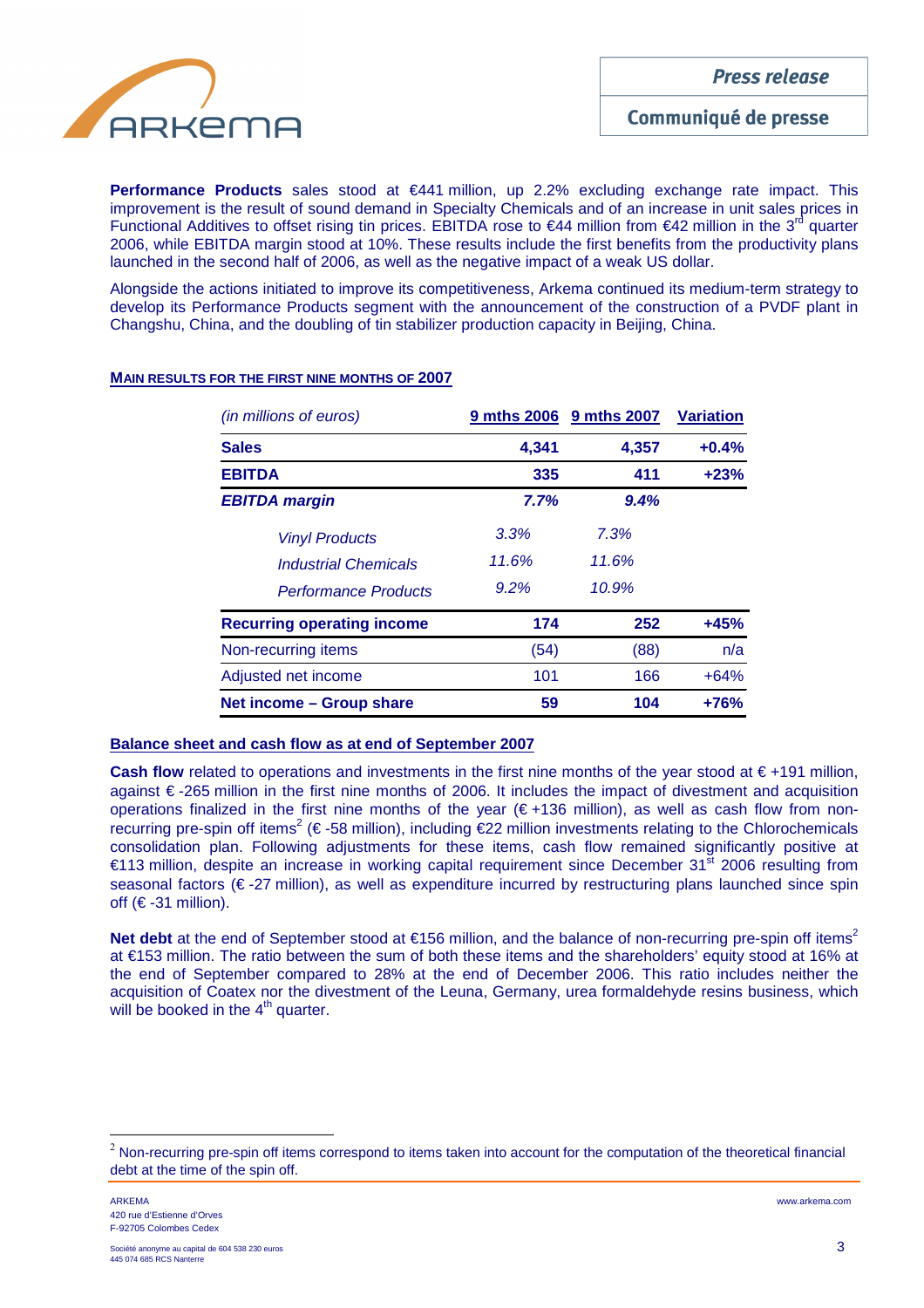**Performance Products** sales stood at €441 million, up 2.2% excluding exchange rate impact. This improvement is the result of sound demand in Specialty Chemicals and of an increase in unit sales prices in Functional Additives to offset rising tin prices. EBITDA rose to €44 million from €42 million in the 3rd quarter 2006, while EBITDA margin stood at 10%. These results include the first benefits from the productivity plans launched in the second half of 2006, as well as the negative impact of a weak US dollar.

Alongside the actions initiated to improve its competitiveness, Arkema continued its medium-term strategy to develop its Performance Products segment with the announcement of the construction of a PVDF plant in Changshu, China, and the doubling of tin stabilizer production capacity in Beijing, China.

**MAIN RESULTS FOR THE FIRST NINE MONTHS OF 2007**

| *(in millions of euros)* | 9 mths 2006 | 9 mths 2007 | Variation |
|---|---|---|---|
| **Sales** | **4,341** | **4,357** | **+0.4%** |
| **EBITDA** | **335** | **411** | **+23%** |
| ***EBITDA margin*** | ***7.7%*** | ***9.4%*** | |
| *Vinyl Products* | *3.3%* | *7.3%* | |
| *Industrial Chemicals* | *11.6%* | *11.6%* | |
| *Performance Products* | *9.2%* | *10.9%* | |
| **Recurring operating income** | **174** | **252** | **+45%** |
| Non-recurring items | (54) | (88) | n/a |
| Adjusted net income | 101 | 166 | +64% |
| **Net income – Group share** | **59** | **104** | **+76%** |

**Balance sheet and cash flow as at end of September 2007**

**Cash flow** related to operations and investments in the first nine months of the year stood at € +191 million, against € -265 million in the first nine months of 2006. It includes the impact of divestment and acquisition operations finalized in the first nine months of the year (€ +136 million), as well as cash flow from non-recurring pre-spin off items[2] (€ -58 million), including €22 million investments relating to the Chlorochemicals consolidation plan. Following adjustments for these items, cash flow remained significantly positive at €113 million, despite an increase in working capital requirement since December 31st 2006 resulting from seasonal factors (€ -27 million), as well as expenditure incurred by restructuring plans launched since spin off (€ -31 million).

**Net debt** at the end of September stood at €156 million, and the balance of non-recurring pre-spin off items[2] at €153 million. The ratio between the sum of both these items and the shareholders' equity stood at 16% at the end of September compared to 28% at the end of December 2006. This ratio includes neither the acquisition of Coatex nor the divestment of the Leuna, Germany, urea formaldehyde resins business, which will be booked in the 4th quarter.

[2] Non-recurring pre-spin off items correspond to items taken into account for the computation of the theoretical financial debt at the time of the spin off.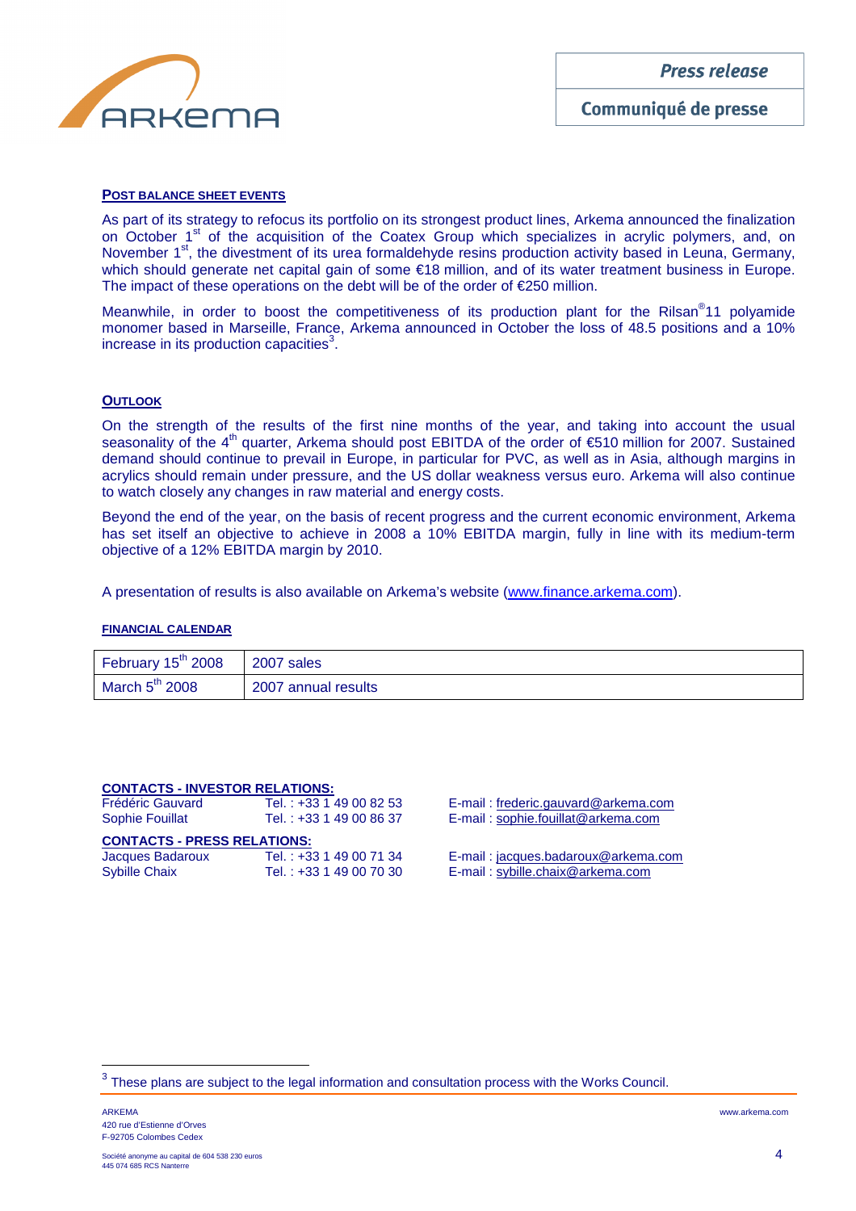## POST BALANCE SHEET EVENTS

As part of its strategy to refocus its portfolio on its strongest product lines, Arkema announced the finalization on October 1st of the acquisition of the Coatex Group which specializes in acrylic polymers, and, on November 1st, the divestment of its urea formaldehyde resins production activity based in Leuna, Germany, which should generate net capital gain of some €18 million, and of its water treatment business in Europe. The impact of these operations on the debt will be of the order of €250 million.

Meanwhile, in order to boost the competitiveness of its production plant for the Rilsan®11 polyamide monomer based in Marseille, France, Arkema announced in October the loss of 48.5 positions and a 10% increase in its production capacities[3].

## OUTLOOK

On the strength of the results of the first nine months of the year, and taking into account the usual seasonality of the 4th quarter, Arkema should post EBITDA of the order of €510 million for 2007. Sustained demand should continue to prevail in Europe, in particular for PVC, as well as in Asia, although margins in acrylics should remain under pressure, and the US dollar weakness versus euro. Arkema will also continue to watch closely any changes in raw material and energy costs.

Beyond the end of the year, on the basis of recent progress and the current economic environment, Arkema has set itself an objective to achieve in 2008 a 10% EBITDA margin, fully in line with its medium-term objective of a 12% EBITDA margin by 2010.

A presentation of results is also available on Arkema's website (www.finance.arkema.com).

## FINANCIAL CALENDAR

| | |
|---|---|
| February 15th 2008 | 2007 sales |
| March 5th 2008 | 2007 annual results |

**CONTACTS - INVESTOR RELATIONS:**

| | | |
|---|---|---|
| Frédéric Gauvard | Tel. : +33 1 49 00 82 53 | E-mail : frederic.gauvard@arkema.com |
| Sophie Fouillat | Tel. : +33 1 49 00 86 37 | E-mail : sophie.fouillat@arkema.com |

**CONTACTS - PRESS RELATIONS:**

| | | |
|---|---|---|
| Jacques Badaroux | Tel. : +33 1 49 00 71 34 | E-mail : jacques.badaroux@arkema.com |
| Sybille Chaix | Tel. : +33 1 49 00 70 30 | E-mail : sybille.chaix@arkema.com |

[3] These plans are subject to the legal information and consultation process with the Works Council.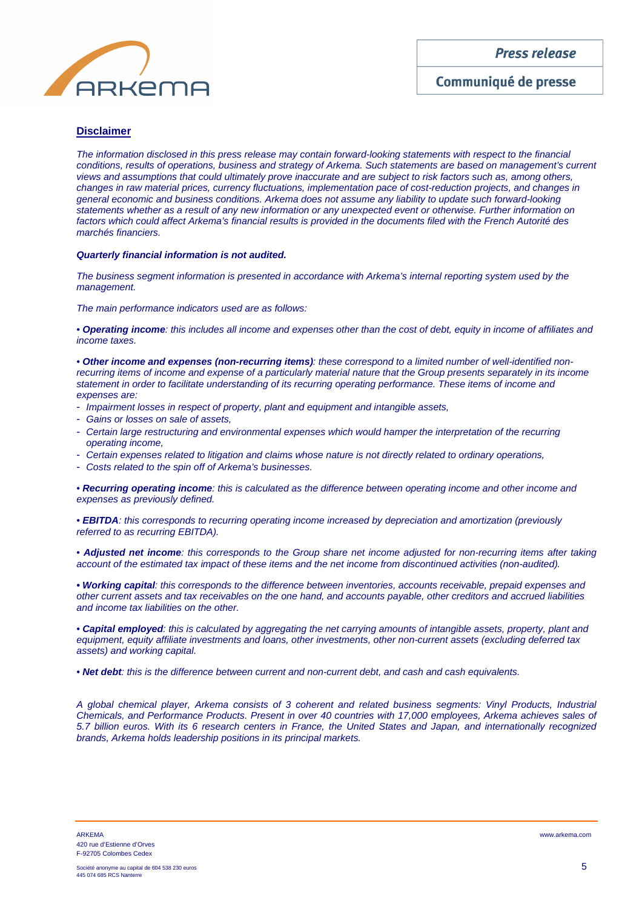## Disclaimer

*The information disclosed in this press release may contain forward-looking statements with respect to the financial conditions, results of operations, business and strategy of Arkema. Such statements are based on management's current views and assumptions that could ultimately prove inaccurate and are subject to risk factors such as, among others, changes in raw material prices, currency fluctuations, implementation pace of cost-reduction projects, and changes in general economic and business conditions. Arkema does not assume any liability to update such forward-looking statements whether as a result of any new information or any unexpected event or otherwise. Further information on factors which could affect Arkema's financial results is provided in the documents filed with the French Autorité des marchés financiers.*

***Quarterly financial information is not audited.***

*The business segment information is presented in accordance with Arkema's internal reporting system used by the management.*

*The main performance indicators used are as follows:*

*• **Operating income**: this includes all income and expenses other than the cost of debt, equity in income of affiliates and income taxes.*

*• **Other income and expenses (non-recurring items)**: these correspond to a limited number of well-identified non-recurring items of income and expense of a particularly material nature that the Group presents separately in its income statement in order to facilitate understanding of its recurring operating performance. These items of income and expenses are:*

- *Impairment losses in respect of property, plant and equipment and intangible assets,*
- *Gains or losses on sale of assets,*
- *Certain large restructuring and environmental expenses which would hamper the interpretation of the recurring operating income,*
- *Certain expenses related to litigation and claims whose nature is not directly related to ordinary operations,*
- *Costs related to the spin off of Arkema's businesses.*

*• **Recurring operating income**: this is calculated as the difference between operating income and other income and expenses as previously defined.*

*• **EBITDA**: this corresponds to recurring operating income increased by depreciation and amortization (previously referred to as recurring EBITDA).*

*• **Adjusted net income**: this corresponds to the Group share net income adjusted for non-recurring items after taking account of the estimated tax impact of these items and the net income from discontinued activities (non-audited).*

*• **Working capital**: this corresponds to the difference between inventories, accounts receivable, prepaid expenses and other current assets and tax receivables on the one hand, and accounts payable, other creditors and accrued liabilities and income tax liabilities on the other.*

*• **Capital employed**: this is calculated by aggregating the net carrying amounts of intangible assets, property, plant and equipment, equity affiliate investments and loans, other investments, other non-current assets (excluding deferred tax assets) and working capital.*

*• **Net debt**: this is the difference between current and non-current debt, and cash and cash equivalents.*

*A global chemical player, Arkema consists of 3 coherent and related business segments: Vinyl Products, Industrial Chemicals, and Performance Products. Present in over 40 countries with 17,000 employees, Arkema achieves sales of 5.7 billion euros. With its 6 research centers in France, the United States and Japan, and internationally recognized brands, Arkema holds leadership positions in its principal markets.*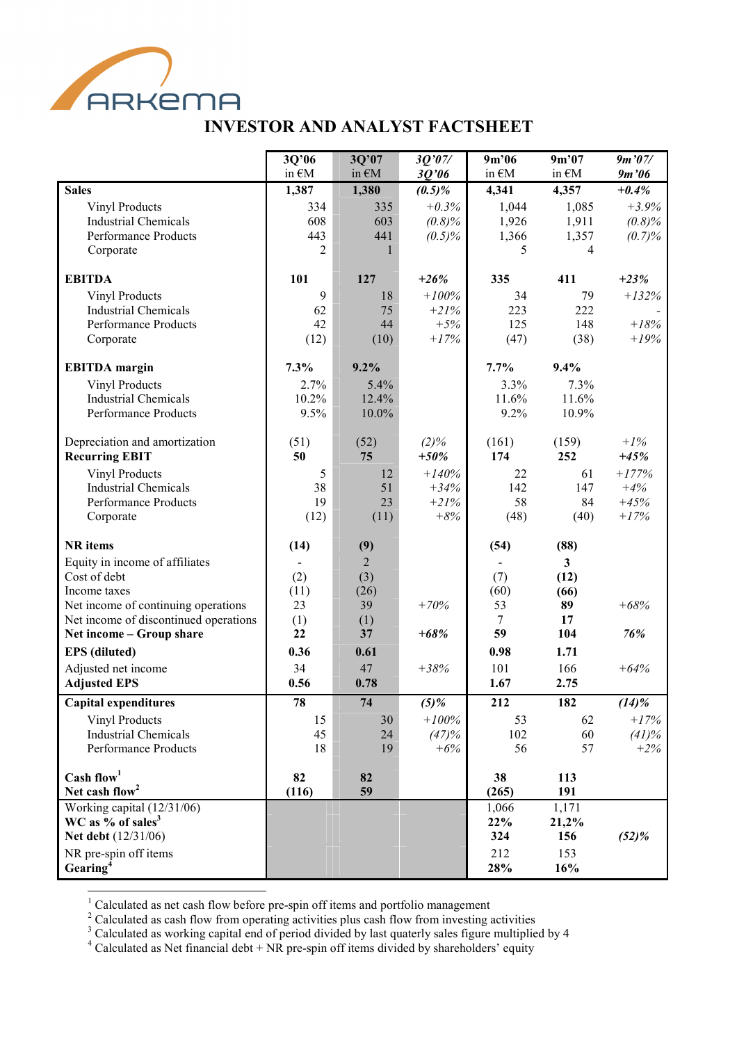# INVESTOR AND ANALYST FACTSHEET

| | 3Q'06 in €M | 3Q'07 in €M | *3Q'07/ 3Q'06* | 9m'06 in €M | 9m'07 in €M | *9m'07/ 9m'06* |
|---|---|---|---|---|---|---|
| **Sales** | **1,387** | **1,380** | ***(0.5)%*** | **4,341** | **4,357** | ***+0.4%*** |
| Vinyl Products | 334 | 335 | *+0.3%* | 1,044 | 1,085 | *+3.9%* |
| Industrial Chemicals | 608 | 603 | *(0.8)%* | 1,926 | 1,911 | *(0.8)%* |
| Performance Products | 443 | 441 | *(0.5)%* | 1,366 | 1,357 | *(0.7)%* |
| Corporate | 2 | 1 | | 5 | 4 | |
| **EBITDA** | **101** | **127** | ***+26%*** | **335** | **411** | ***+23%*** |
| Vinyl Products | 9 | 18 | *+100%* | 34 | 79 | *+132%* |
| Industrial Chemicals | 62 | 75 | *+21%* | 223 | 222 | - |
| Performance Products | 42 | 44 | *+5%* | 125 | 148 | *+18%* |
| Corporate | (12) | (10) | *+17%* | (47) | (38) | *+19%* |
| **EBITDA margin** | **7.3%** | **9.2%** | | **7.7%** | **9.4%** | |
| Vinyl Products | 2.7% | 5.4% | | 3.3% | 7.3% | |
| Industrial Chemicals | 10.2% | 12.4% | | 11.6% | 11.6% | |
| Performance Products | 9.5% | 10.0% | | 9.2% | 10.9% | |
| Depreciation and amortization | (51) | (52) | *(2)%* | (161) | (159) | *+1%* |
| **Recurring EBIT** | **50** | **75** | ***+50%*** | **174** | **252** | ***+45%*** |
| Vinyl Products | 5 | 12 | *+140%* | 22 | 61 | *+177%* |
| Industrial Chemicals | 38 | 51 | *+34%* | 142 | 147 | *+4%* |
| Performance Products | 19 | 23 | *+21%* | 58 | 84 | *+45%* |
| Corporate | (12) | (11) | *+8%* | (48) | (40) | *+17%* |
| **NR items** | **(14)** | **(9)** | | **(54)** | **(88)** | |
| Equity in income of affiliates | - | 2 | | - | **3** | |
| Cost of debt | (2) | (3) | | (7) | **(12)** | |
| Income taxes | (11) | (26) | | (60) | **(66)** | |
| Net income of continuing operations | 23 | 39 | *+70%* | 53 | **89** | *+68%* |
| Net income of discontinued operations | (1) | (1) | | 7 | **17** | |
| **Net income – Group share** | **22** | **37** | ***+68%*** | **59** | **104** | ***76%*** |
| **EPS (diluted)** | **0.36** | **0.61** | | **0.98** | **1.71** | |
| Adjusted net income | 34 | 47 | *+38%* | 101 | 166 | *+64%* |
| **Adjusted EPS** | **0.56** | **0.78** | | **1.67** | **2.75** | |
| **Capital expenditures** | **78** | **74** | ***(5)%*** | **212** | **182** | ***(14)%*** |
| Vinyl Products | 15 | 30 | *+100%* | 53 | 62 | *+17%* |
| Industrial Chemicals | 45 | 24 | *(47)%* | 102 | 60 | *(41)%* |
| Performance Products | 18 | 19 | *+6%* | 56 | 57 | *+2%* |
| **Cash flow**[1] | **82** | **82** | | **38** | **113** | |
| **Net cash flow**[2] | **(116)** | **59** | | **(265)** | **191** | |
| Working capital (12/31/06) | | | | 1,066 | 1,171 | |
| **WC as % of sales**[3] | | | | **22%** | **21,2%** | |
| **Net debt** (12/31/06) | | | | **324** | **156** | ***(52)%*** |
| NR pre-spin off items | | | | 212 | 153 | |
| **Gearing**[4] | | | | **28%** | **16%** | |

[1] Calculated as net cash flow before pre-spin off items and portfolio management

[2] Calculated as cash flow from operating activities plus cash flow from investing activities

[3] Calculated as working capital end of period divided by last quaterly sales figure multiplied by 4

[4] Calculated as Net financial debt + NR pre-spin off items divided by shareholders' equity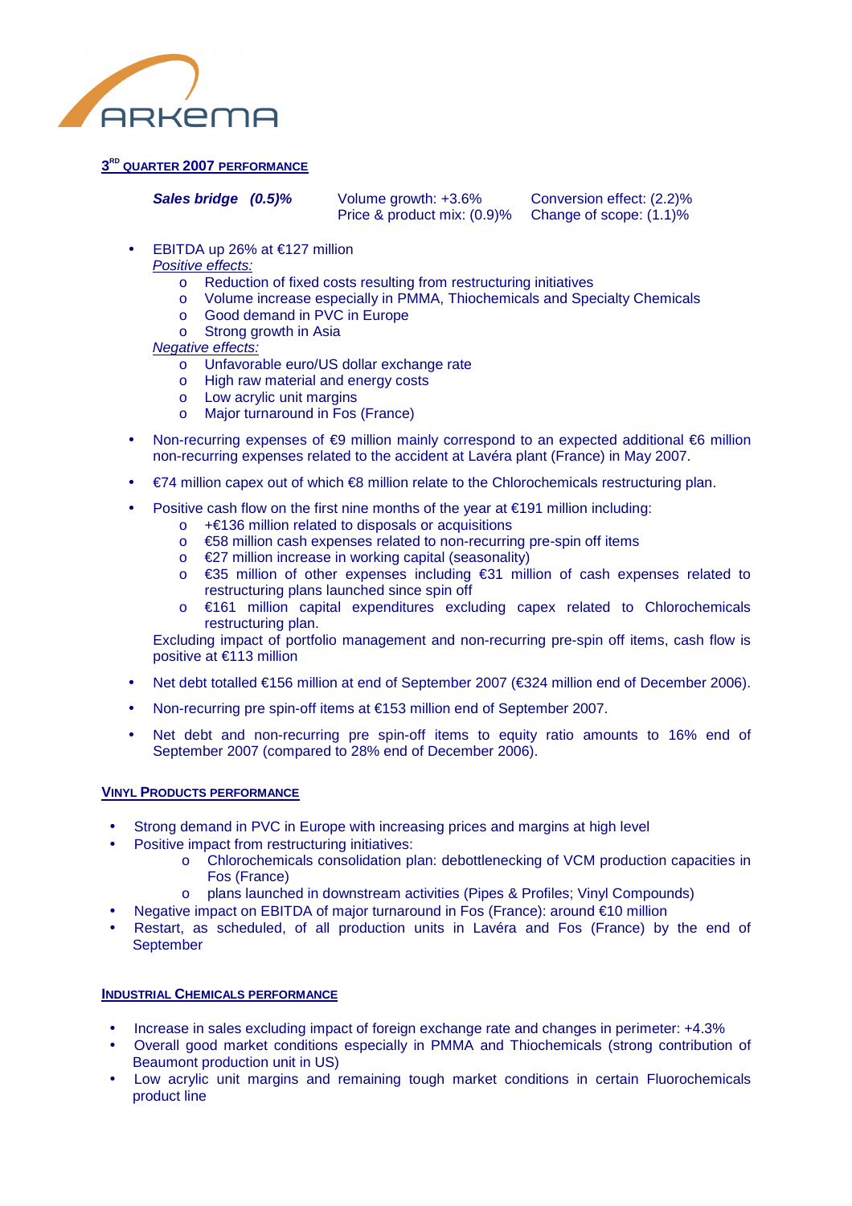ARKEMA

## 3[RD] QUARTER 2007 PERFORMANCE

| ***Sales bridge (0.5)%*** | Volume growth: +3.6% | Conversion effect: (2.2)% |
|---|---|---|
| | Price & product mix: (0.9)% | Change of scope: (1.1)% |

- EBITDA up 26% at €127 million
  
  _Positive effects:_
  - Reduction of fixed costs resulting from restructuring initiatives
  - Volume increase especially in PMMA, Thiochemicals and Specialty Chemicals
  - Good demand in PVC in Europe
  - Strong growth in Asia
  
  _Negative effects:_
  - Unfavorable euro/US dollar exchange rate
  - High raw material and energy costs
  - Low acrylic unit margins
  - Major turnaround in Fos (France)
- Non-recurring expenses of €9 million mainly correspond to an expected additional €6 million non-recurring expenses related to the accident at Lavéra plant (France) in May 2007.
- €74 million capex out of which €8 million relate to the Chlorochemicals restructuring plan.
- Positive cash flow on the first nine months of the year at €191 million including:
  - +€136 million related to disposals or acquisitions
  - €58 million cash expenses related to non-recurring pre-spin off items
  - €27 million increase in working capital (seasonality)
  - €35 million of other expenses including €31 million of cash expenses related to restructuring plans launched since spin off
  - €161 million capital expenditures excluding capex related to Chlorochemicals restructuring plan.
  
  Excluding impact of portfolio management and non-recurring pre-spin off items, cash flow is positive at €113 million
- Net debt totalled €156 million at end of September 2007 (€324 million end of December 2006).
- Non-recurring pre spin-off items at €153 million end of September 2007.
- Net debt and non-recurring pre spin-off items to equity ratio amounts to 16% end of September 2007 (compared to 28% end of December 2006).

## VINYL PRODUCTS PERFORMANCE

- Strong demand in PVC in Europe with increasing prices and margins at high level
- Positive impact from restructuring initiatives:
  - Chlorochemicals consolidation plan: debottlenecking of VCM production capacities in Fos (France)
  - plans launched in downstream activities (Pipes & Profiles; Vinyl Compounds)
- Negative impact on EBITDA of major turnaround in Fos (France): around €10 million
- Restart, as scheduled, of all production units in Lavéra and Fos (France) by the end of September

## INDUSTRIAL CHEMICALS PERFORMANCE

- Increase in sales excluding impact of foreign exchange rate and changes in perimeter: +4.3%
- Overall good market conditions especially in PMMA and Thiochemicals (strong contribution of Beaumont production unit in US)
- Low acrylic unit margins and remaining tough market conditions in certain Fluorochemicals product line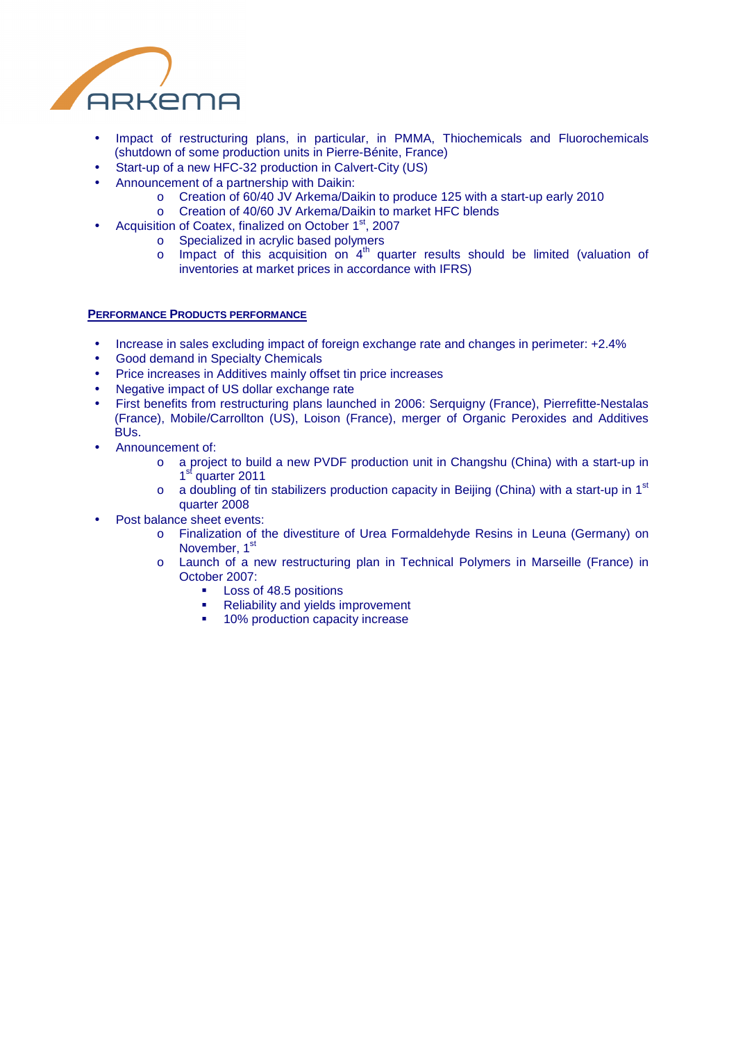- Impact of restructuring plans, in particular, in PMMA, Thiochemicals and Fluorochemicals (shutdown of some production units in Pierre-Bénite, France)
- Start-up of a new HFC-32 production in Calvert-City (US)
- Announcement of a partnership with Daikin:
  - Creation of 60/40 JV Arkema/Daikin to produce 125 with a start-up early 2010
  - Creation of 40/60 JV Arkema/Daikin to market HFC blends
- Acquisition of Coatex, finalized on October 1st, 2007
  - Specialized in acrylic based polymers
  - Impact of this acquisition on 4th quarter results should be limited (valuation of inventories at market prices in accordance with IFRS)

**PERFORMANCE PRODUCTS PERFORMANCE**

- Increase in sales excluding impact of foreign exchange rate and changes in perimeter: +2.4%
- Good demand in Specialty Chemicals
- Price increases in Additives mainly offset tin price increases
- Negative impact of US dollar exchange rate
- First benefits from restructuring plans launched in 2006: Serquigny (France), Pierrefitte-Nestalas (France), Mobile/Carrollton (US), Loison (France), merger of Organic Peroxides and Additives BUs.
- Announcement of:
  - a project to build a new PVDF production unit in Changshu (China) with a start-up in 1st quarter 2011
  - a doubling of tin stabilizers production capacity in Beijing (China) with a start-up in 1st quarter 2008
- Post balance sheet events:
  - Finalization of the divestiture of Urea Formaldehyde Resins in Leuna (Germany) on November, 1st
  - Launch of a new restructuring plan in Technical Polymers in Marseille (France) in October 2007:
    - Loss of 48.5 positions
    - Reliability and yields improvement
    - 10% production capacity increase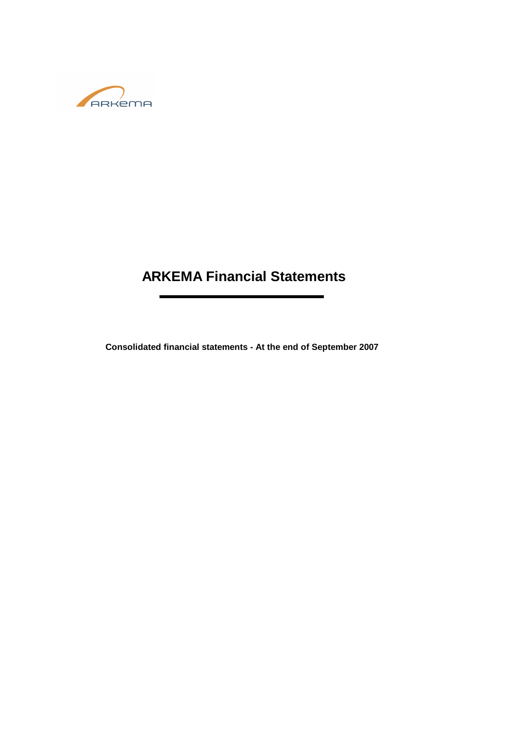# ARKEMA Financial Statements

**Consolidated financial statements - At the end of September 2007**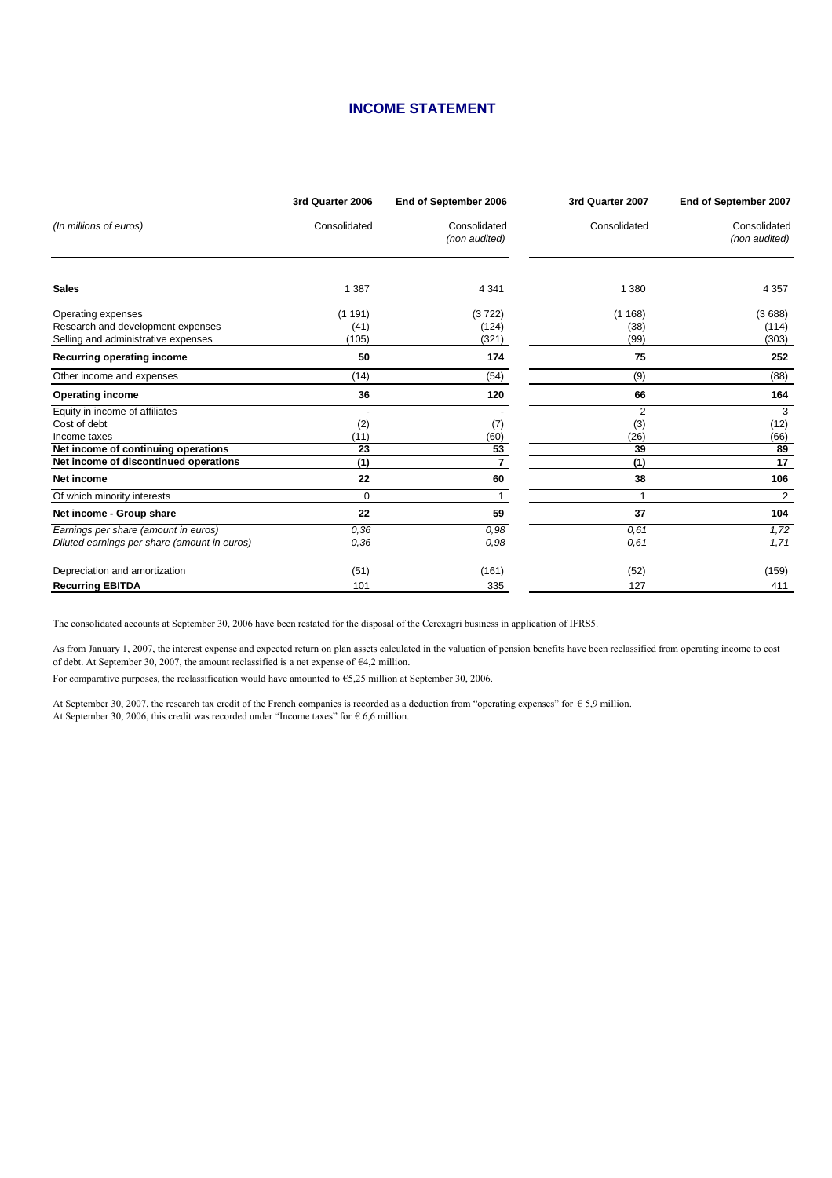# INCOME STATEMENT

| *(In millions of euros)* | 3rd Quarter 2006 Consolidated | End of September 2006 Consolidated *(non audited)* | 3rd Quarter 2007 Consolidated | End of September 2007 Consolidated *(non audited)* |
|---|---|---|---|---|
| **Sales** | 1 387 | 4 341 | 1 380 | 4 357 |
| Operating expenses | (1 191) | (3 722) | (1 168) | (3 688) |
| Research and development expenses | (41) | (124) | (38) | (114) |
| Selling and administrative expenses | (105) | (321) | (99) | (303) |
| **Recurring operating income** | **50** | **174** | **75** | **252** |
| Other income and expenses | (14) | (54) | (9) | (88) |
| **Operating income** | **36** | **120** | **66** | **164** |
| Equity in income of affiliates | - | - | 2 | 3 |
| Cost of debt | (2) | (7) | (3) | (12) |
| Income taxes | (11) | (60) | (26) | (66) |
| **Net income of continuing operations** | **23** | **53** | **39** | **89** |
| **Net income of discontinued operations** | **(1)** | **7** | **(1)** | **17** |
| **Net income** | **22** | **60** | **38** | **106** |
| Of which minority interests | 0 | 1 | 1 | 2 |
| **Net income - Group share** | **22** | **59** | **37** | **104** |
| *Earnings per share (amount in euros)* | *0,36* | *0,98* | *0,61* | *1,72* |
| *Diluted earnings per share (amount in euros)* | *0,36* | *0,98* | *0,61* | *1,71* |
| Depreciation and amortization | (51) | (161) | (52) | (159) |
| **Recurring EBITDA** | 101 | 335 | 127 | 411 |

The consolidated accounts at September 30, 2006 have been restated for the disposal of the Cerexagri business in application of IFRS5.

As from January 1, 2007, the interest expense and expected return on plan assets calculated in the valuation of pension benefits have been reclassified from operating income to cost of debt. At September 30, 2007, the amount reclassified is a net expense of €4,2 million.

For comparative purposes, the reclassification would have amounted to €5,25 million at September 30, 2006.

At September 30, 2007, the research tax credit of the French companies is recorded as a deduction from "operating expenses" for € 5,9 million.
At September 30, 2006, this credit was recorded under "Income taxes" for € 6,6 million.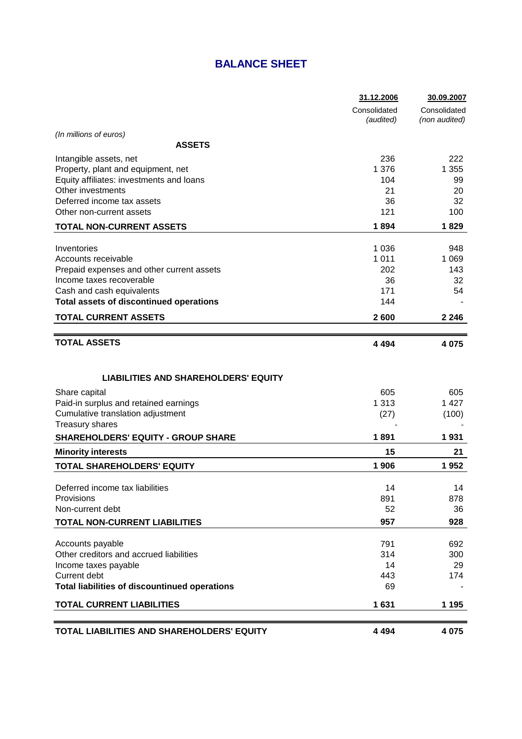# BALANCE SHEET

| *(In millions of euros)* | 31.12.2006 Consolidated *(audited)* | 30.09.2007 Consolidated *(non audited)* |
|---|---|---|
| **ASSETS** | | |
| Intangible assets, net | 236 | 222 |
| Property, plant and equipment, net | 1 376 | 1 355 |
| Equity affiliates: investments and loans | 104 | 99 |
| Other investments | 21 | 20 |
| Deferred income tax assets | 36 | 32 |
| Other non-current assets | 121 | 100 |
| **TOTAL NON-CURRENT ASSETS** | **1 894** | **1 829** |
| Inventories | 1 036 | 948 |
| Accounts receivable | 1 011 | 1 069 |
| Prepaid expenses and other current assets | 202 | 143 |
| Income taxes recoverable | 36 | 32 |
| Cash and cash equivalents | 171 | 54 |
| **Total assets of discontinued operations** | 144 | - |
| **TOTAL CURRENT ASSETS** | **2 600** | **2 246** |
| **TOTAL ASSETS** | **4 494** | **4 075** |
| **LIABILITIES AND SHAREHOLDERS' EQUITY** | | |
| Share capital | 605 | 605 |
| Paid-in surplus and retained earnings | 1 313 | 1 427 |
| Cumulative translation adjustment | (27) | (100) |
| Treasury shares | - | - |
| **SHAREHOLDERS' EQUITY - GROUP SHARE** | **1 891** | **1 931** |
| **Minority interests** | **15** | **21** |
| **TOTAL SHAREHOLDERS' EQUITY** | **1 906** | **1 952** |
| Deferred income tax liabilities | 14 | 14 |
| Provisions | 891 | 878 |
| Non-current debt | 52 | 36 |
| **TOTAL NON-CURRENT LIABILITIES** | **957** | **928** |
| Accounts payable | 791 | 692 |
| Other creditors and accrued liabilities | 314 | 300 |
| Income taxes payable | 14 | 29 |
| Current debt | 443 | 174 |
| **Total liabilities of discountinued operations** | 69 | - |
| **TOTAL CURRENT LIABILITIES** | **1 631** | **1 195** |
| **TOTAL LIABILITIES AND SHAREHOLDERS' EQUITY** | **4 494** | **4 075** |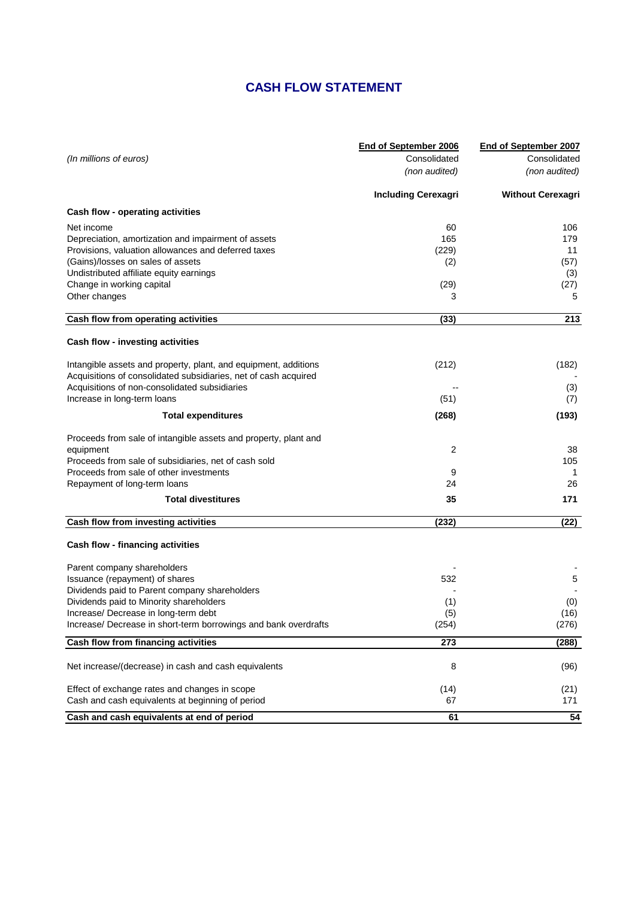# CASH FLOW STATEMENT

| *(In millions of euros)* | End of September 2006<br>Consolidated<br>*(non audited)* | End of September 2007<br>Consolidated<br>*(non audited)* |
|---|---|---|
| | **Including Cerexagri** | **Without Cerexagri** |
| **Cash flow - operating activities** | | |
| Net income | 60 | 106 |
| Depreciation, amortization and impairment of assets | 165 | 179 |
| Provisions, valuation allowances and deferred taxes | (229) | 11 |
| (Gains)/losses on sales of assets | (2) | (57) |
| Undistributed affiliate equity earnings | | (3) |
| Change in working capital | (29) | (27) |
| Other changes | 3 | 5 |
| **Cash flow from operating activities** | **(33)** | **213** |
| **Cash flow - investing activities** | | |
| Intangible assets and property, plant, and equipment, additions | (212) | (182) |
| Acquisitions of consolidated subsidiaries, net of cash acquired | | - |
| Acquisitions of non-consolidated subsidiaries | -- | (3) |
| Increase in long-term loans | (51) | (7) |
| **Total expenditures** | **(268)** | **(193)** |
| Proceeds from sale of intangible assets and property, plant and equipment | 2 | 38 |
| Proceeds from sale of subsidiaries, net of cash sold | | 105 |
| Proceeds from sale of other investments | 9 | 1 |
| Repayment of long-term loans | 24 | 26 |
| **Total divestitures** | **35** | **171** |
| **Cash flow from investing activities** | **(232)** | **(22)** |
| **Cash flow - financing activities** | | |
| Parent company shareholders | - | - |
| Issuance (repayment) of shares | 532 | 5 |
| Dividends paid to Parent company shareholders | - | - |
| Dividends paid to Minority shareholders | (1) | (0) |
| Increase/ Decrease in long-term debt | (5) | (16) |
| Increase/ Decrease in short-term borrowings and bank overdrafts | (254) | (276) |
| **Cash flow from financing activities** | **273** | **(288)** |
| Net increase/(decrease) in cash and cash equivalents | 8 | (96) |
| Effect of exchange rates and changes in scope | (14) | (21) |
| Cash and cash equivalents at beginning of period | 67 | 171 |
| **Cash and cash equivalents at end of period** | **61** | **54** |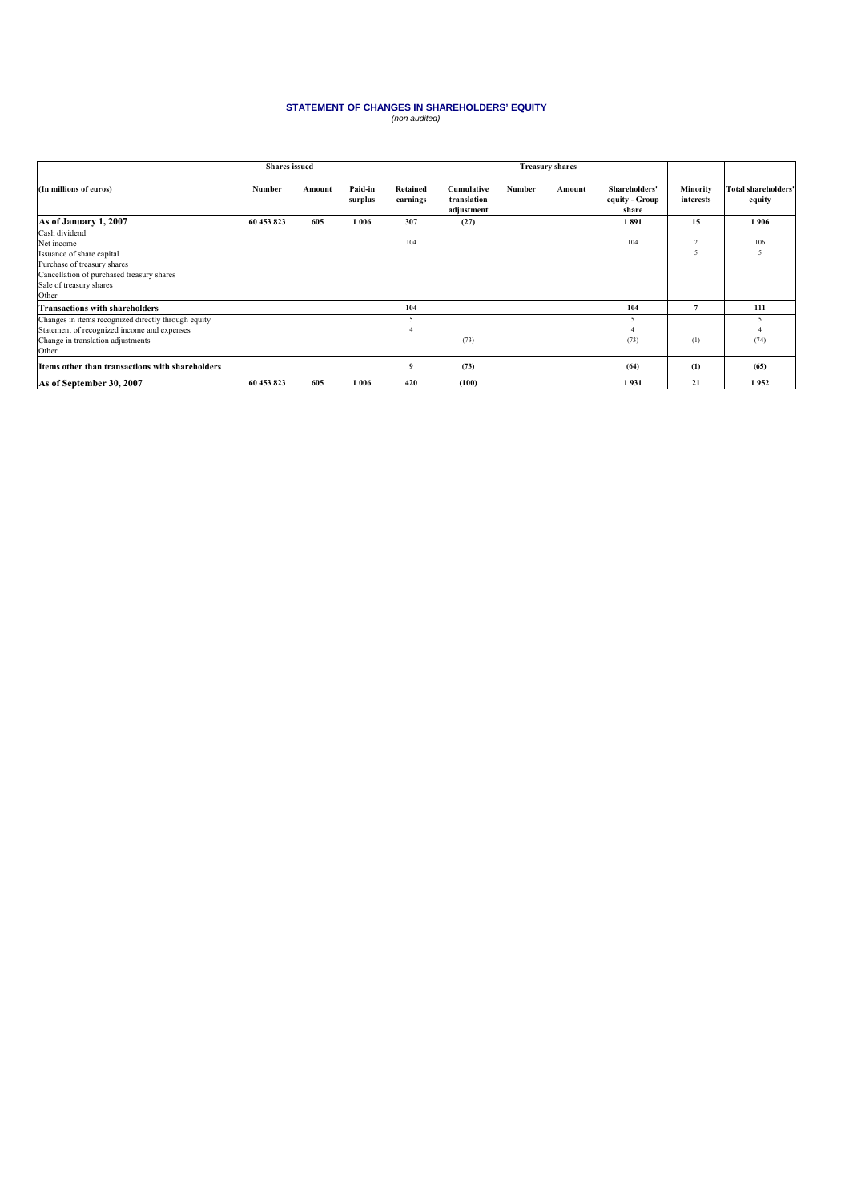# STATEMENT OF CHANGES IN SHAREHOLDERS' EQUITY

*(non audited)*

| (In millions of euros) | Shares issued | | Paid-in surplus | Retained earnings | Cumulative translation adjustment | Treasury shares | | Shareholders' equity - Group share | Minority interests | Total shareholders' equity |
|---|---|---|---|---|---|---|---|---|---|---|
| | Number | Amount | | | | Number | Amount | | | |
| **As of January 1, 2007** | **60 453 823** | **605** | **1 006** | **307** | **(27)** | | | **1 891** | **15** | **1 906** |
| Cash dividend | | | | | | | | | | |
| Net income | | | | 104 | | | | 104 | 2 | 106 |
| Issuance of share capital | | | | | | | | | 5 | 5 |
| Purchase of treasury shares | | | | | | | | | | |
| Cancellation of purchased treasury shares | | | | | | | | | | |
| Sale of treasury shares | | | | | | | | | | |
| Other | | | | | | | | | | |
| **Transactions with shareholders** | | | | **104** | | | | **104** | **7** | **111** |
| Changes in items recognized directly through equity | | | | 5 | | | | 5 | | 5 |
| Statement of recognized income and expenses | | | | 4 | | | | 4 | | 4 |
| Change in translation adjustments | | | | | (73) | | | (73) | (1) | (74) |
| Other | | | | | | | | | | |
| **Items other than transactions with shareholders** | | | | **9** | **(73)** | | | **(64)** | **(1)** | **(65)** |
| **As of September 30, 2007** | **60 453 823** | **605** | **1 006** | **420** | **(100)** | | | **1 931** | **21** | **1 952** |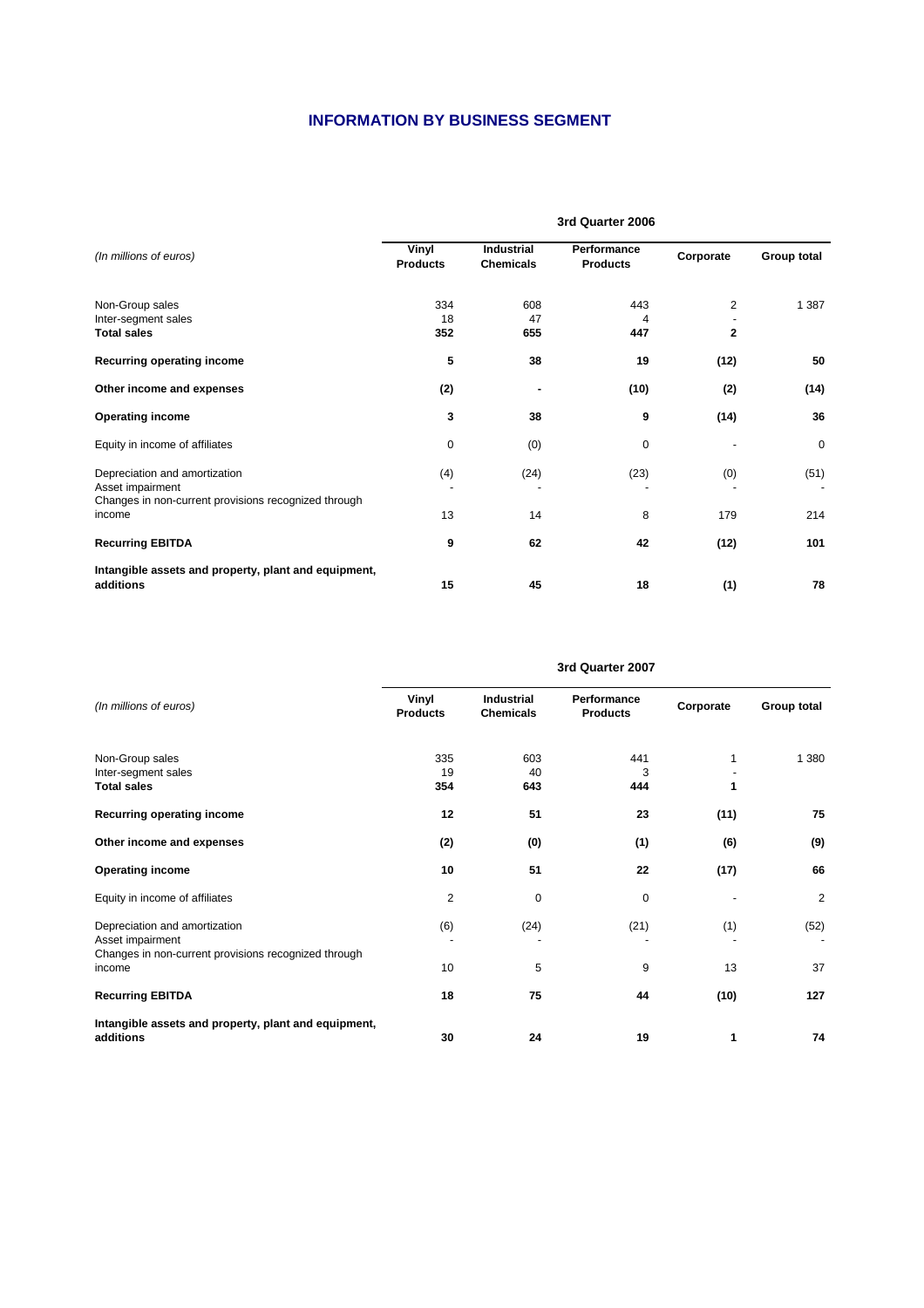## INFORMATION BY BUSINESS SEGMENT

| *(In millions of euros)* | 3rd Quarter 2006 | | | | |
|---|---|---|---|---|---|
| | **Vinyl Products** | **Industrial Chemicals** | **Performance Products** | **Corporate** | **Group total** |
| Non-Group sales | 334 | 608 | 443 | 2 | 1 387 |
| Inter-segment sales | 18 | 47 | 4 | - | |
| **Total sales** | **352** | **655** | **447** | **2** | |
| **Recurring operating income** | **5** | **38** | **19** | **(12)** | **50** |
| **Other income and expenses** | **(2)** | **-** | **(10)** | **(2)** | **(14)** |
| **Operating income** | **3** | **38** | **9** | **(14)** | **36** |
| Equity in income of affiliates | 0 | (0) | 0 | - | 0 |
| Depreciation and amortization | (4) | (24) | (23) | (0) | (51) |
| Asset impairment | - | - | - | - | - |
| Changes in non-current provisions recognized through income | 13 | 14 | 8 | 179 | 214 |
| **Recurring EBITDA** | **9** | **62** | **42** | **(12)** | **101** |
| **Intangible assets and property, plant and equipment, additions** | **15** | **45** | **18** | **(1)** | **78** |

| *(In millions of euros)* | 3rd Quarter 2007 | | | | |
|---|---|---|---|---|---|
| | **Vinyl Products** | **Industrial Chemicals** | **Performance Products** | **Corporate** | **Group total** |
| Non-Group sales | 335 | 603 | 441 | 1 | 1 380 |
| Inter-segment sales | 19 | 40 | 3 | - | |
| **Total sales** | **354** | **643** | **444** | **1** | |
| **Recurring operating income** | **12** | **51** | **23** | **(11)** | **75** |
| **Other income and expenses** | **(2)** | **(0)** | **(1)** | **(6)** | **(9)** |
| **Operating income** | **10** | **51** | **22** | **(17)** | **66** |
| Equity in income of affiliates | 2 | 0 | 0 | - | 2 |
| Depreciation and amortization | (6) | (24) | (21) | (1) | (52) |
| Asset impairment | - | - | - | - | - |
| Changes in non-current provisions recognized through income | 10 | 5 | 9 | 13 | 37 |
| **Recurring EBITDA** | **18** | **75** | **44** | **(10)** | **127** |
| **Intangible assets and property, plant and equipment, additions** | **30** | **24** | **19** | **1** | **74** |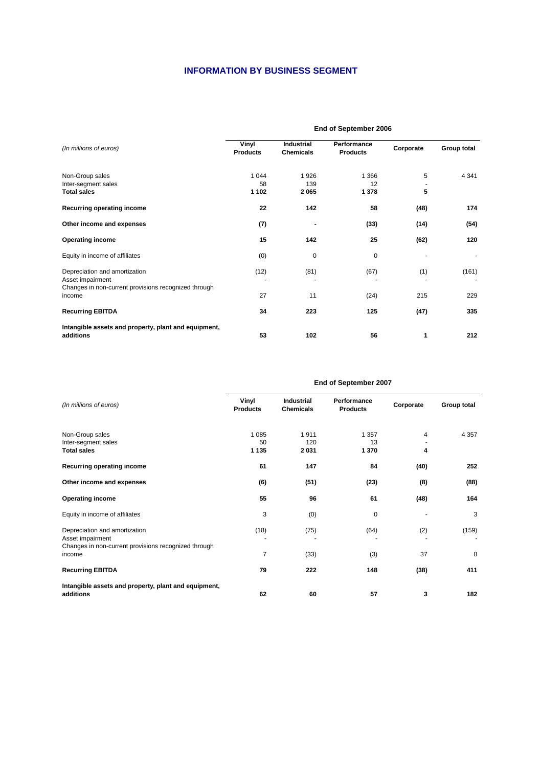# INFORMATION BY BUSINESS SEGMENT

| *(In millions of euros)* | End of September 2006 | | | | |
|---|---|---|---|---|---|
| | **Vinyl Products** | **Industrial Chemicals** | **Performance Products** | **Corporate** | **Group total** |
| Non-Group sales | 1 044 | 1 926 | 1 366 | 5 | 4 341 |
| Inter-segment sales | 58 | 139 | 12 | - | |
| **Total sales** | **1 102** | **2 065** | **1 378** | **5** | |
| **Recurring operating income** | **22** | **142** | **58** | **(48)** | **174** |
| **Other income and expenses** | **(7)** | **-** | **(33)** | **(14)** | **(54)** |
| **Operating income** | **15** | **142** | **25** | **(62)** | **120** |
| Equity in income of affiliates | (0) | 0 | 0 | - | - |
| Depreciation and amortization | (12) | (81) | (67) | (1) | (161) |
| Asset impairment | - | - | - | - | - |
| Changes in non-current provisions recognized through income | 27 | 11 | (24) | 215 | 229 |
| **Recurring EBITDA** | **34** | **223** | **125** | **(47)** | **335** |
| **Intangible assets and property, plant and equipment, additions** | **53** | **102** | **56** | **1** | **212** |

| *(In millions of euros)* | End of September 2007 | | | | |
|---|---|---|---|---|---|
| | **Vinyl Products** | **Industrial Chemicals** | **Performance Products** | **Corporate** | **Group total** |
| Non-Group sales | 1 085 | 1 911 | 1 357 | 4 | 4 357 |
| Inter-segment sales | 50 | 120 | 13 | - | |
| **Total sales** | **1 135** | **2 031** | **1 370** | **4** | |
| **Recurring operating income** | **61** | **147** | **84** | **(40)** | **252** |
| **Other income and expenses** | **(6)** | **(51)** | **(23)** | **(8)** | **(88)** |
| **Operating income** | **55** | **96** | **61** | **(48)** | **164** |
| Equity in income of affiliates | 3 | (0) | 0 | - | 3 |
| Depreciation and amortization | (18) | (75) | (64) | (2) | (159) |
| Asset impairment | - | - | - | - | - |
| Changes in non-current provisions recognized through income | 7 | (33) | (3) | 37 | 8 |
| **Recurring EBITDA** | **79** | **222** | **148** | **(38)** | **411** |
| **Intangible assets and property, plant and equipment, additions** | **62** | **60** | **57** | **3** | **182** |